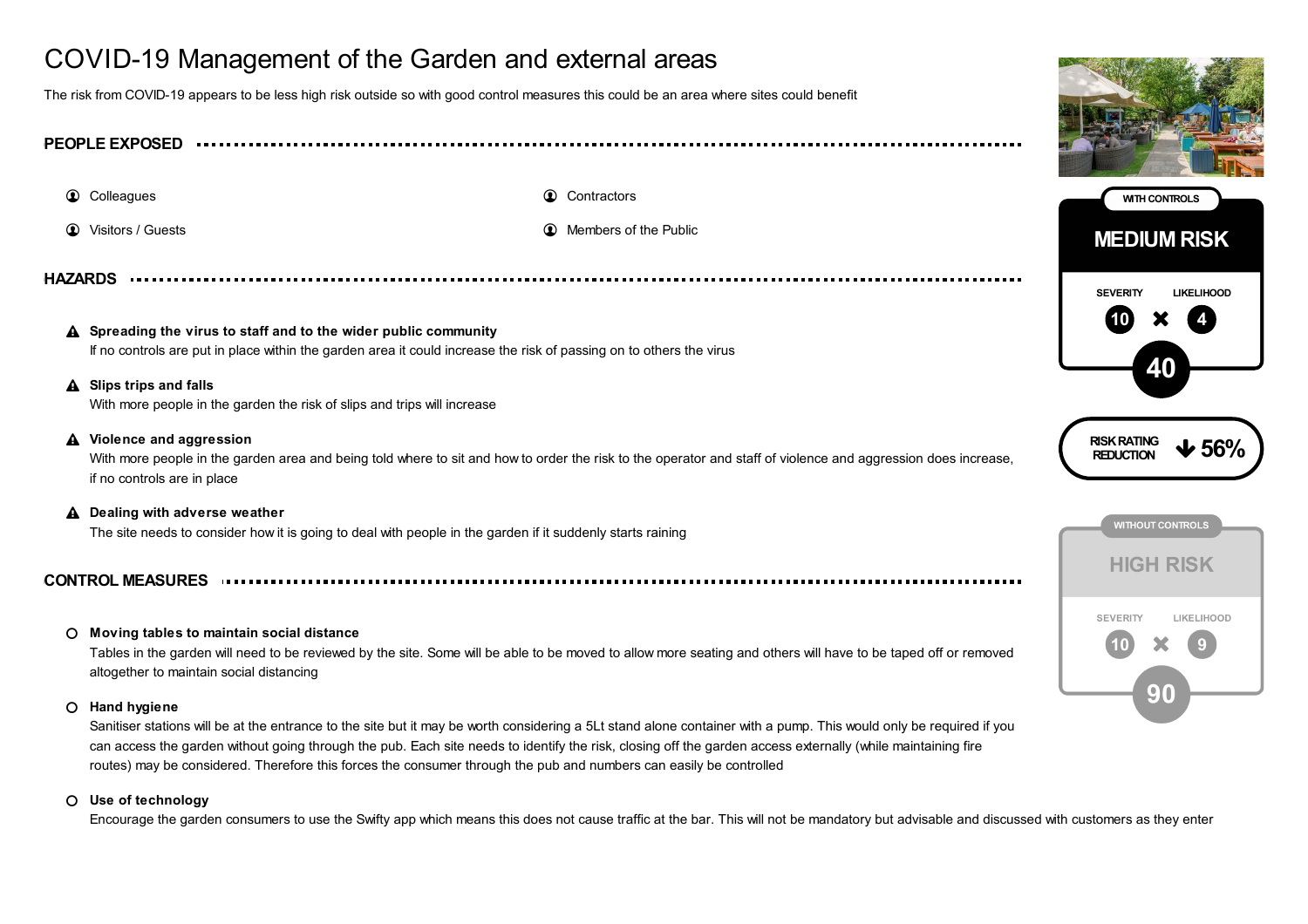# COVID-19 Management of the Garden and external areas

The risk from COVID-19 appears to be less high risk outside so with good control measures this could be an area where sites could benefit

## PEOPLE EXPOSED

- Colleagues
- Contractors
- Visitors / Guests
- Members of the Public

## HAZARDS

- **Spreading the virus to staff and to the wider public community**
  If no controls are put in place within the garden area it could increase the risk of passing on to others the virus
- **Slips trips and falls**
  With more people in the garden the risk of slips and trips will increase
- **Violence and aggression**
  With more people in the garden area and being told where to sit and how to order the risk to the operator and staff of violence and aggression does increase, if no controls are in place
- **Dealing with adverse weather**
  The site needs to consider how it is going to deal with people in the garden if it suddenly starts raining

## CONTROL MEASURES

- **Moving tables to maintain social distance**
  Tables in the garden will need to be reviewed by the site. Some will be able to be moved to allow more seating and others will have to be taped off or removed altogether to maintain social distancing
- **Hand hygiene**
  Sanitiser stations will be at the entrance to the site but it may be worth considering a 5Lt stand alone container with a pump. This would only be required if you can access the garden without going through the pub. Each site needs to identify the risk, closing off the garden access externally (while maintaining fire routes) may be considered. Therefore this forces the consumer through the pub and numbers can easily be controlled
- **Use of technology**
  Encourage the garden consumers to use the Swifty app which means this does not cause traffic at the bar. This will not be mandatory but advisable and discussed with customers as they enter

---

**WITH CONTROLS**

**MEDIUM RISK**

| SEVERITY | | LIKELIHOOD |
|---|---|---|
| 10 | × | 4 |

**40**

**RISK RATING REDUCTION ↓ 56%**

**WITHOUT CONTROLS**

**HIGH RISK**

| SEVERITY | | LIKELIHOOD |
|---|---|---|
| 10 | × | 9 |

**90**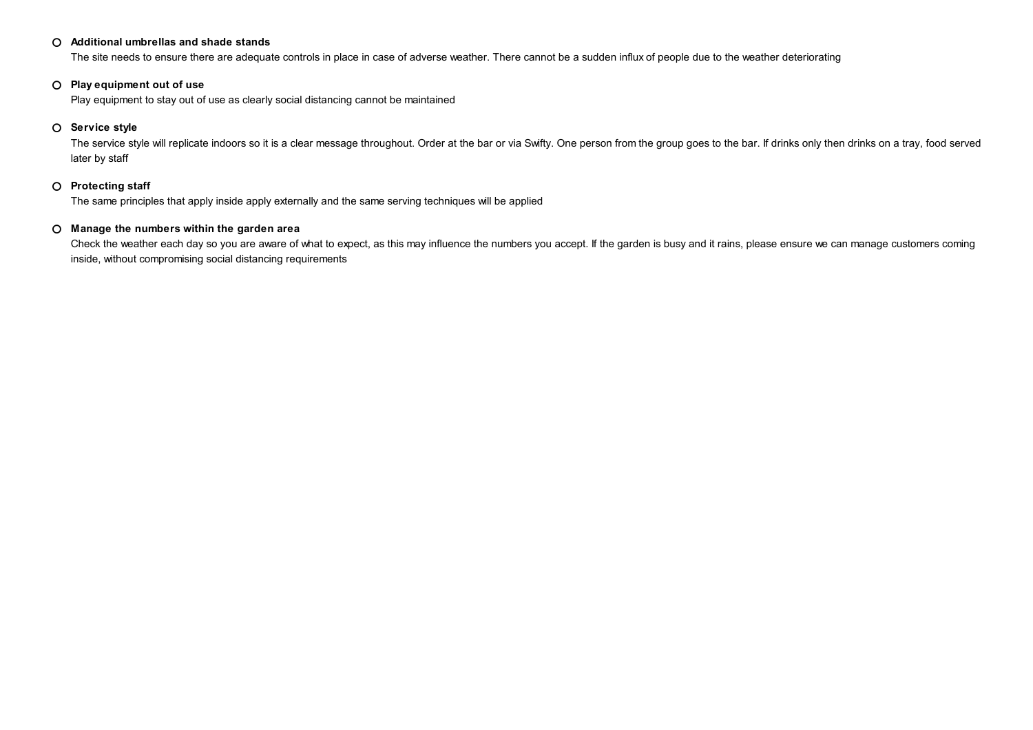- **Additional umbrellas and shade stands**
  The site needs to ensure there are adequate controls in place in case of adverse weather. There cannot be a sudden influx of people due to the weather deteriorating

- **Play equipment out of use**
  Play equipment to stay out of use as clearly social distancing cannot be maintained

- **Service style**
  The service style will replicate indoors so it is a clear message throughout. Order at the bar or via Swifty. One person from the group goes to the bar. If drinks only then drinks on a tray, food served later by staff

- **Protecting staff**
  The same principles that apply inside apply externally and the same serving techniques will be applied

- **Manage the numbers within the garden area**
  Check the weather each day so you are aware of what to expect, as this may influence the numbers you accept. If the garden is busy and it rains, please ensure we can manage customers coming inside, without compromising social distancing requirements